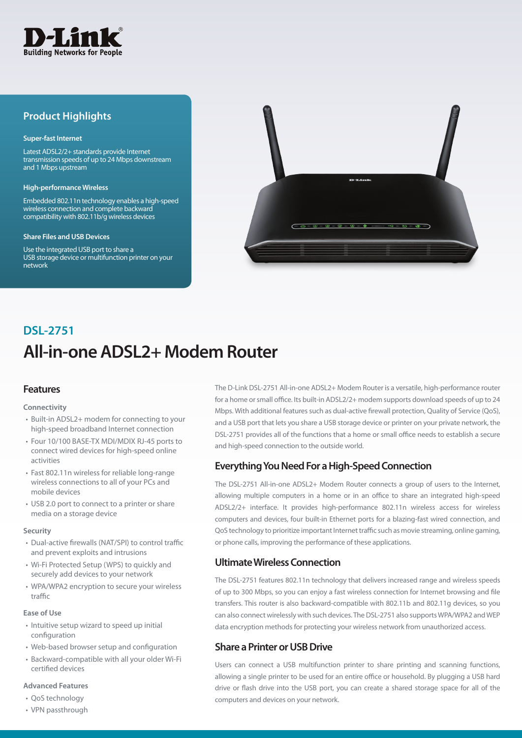D-Link
Building Networks for People

## Product Highlights

**Super-fast Internet**

Latest ADSL2/2+ standards provide Internet transmission speeds of up to 24 Mbps downstream and 1 Mbps upstream

**High-performance Wireless**

Embedded 802.11n technology enables a high-speed wireless connection and complete backward compatibility with 802.11b/g wireless devices

**Share Files and USB Devices**

Use the integrated USB port to share a USB storage device or multifunction printer on your network

## DSL-2751

# All-in-one ADSL2+ Modem Router

## Features

**Connectivity**

- Built-in ADSL2+ modem for connecting to your high-speed broadband Internet connection
- Four 10/100 BASE-TX MDI/MDIX RJ-45 ports to connect wired devices for high-speed online activities
- Fast 802.11n wireless for reliable long-range wireless connections to all of your PCs and mobile devices
- USB 2.0 port to connect to a printer or share media on a storage device

**Security**

- Dual-active firewalls (NAT/SPI) to control traffic and prevent exploits and intrusions
- Wi-Fi Protected Setup (WPS) to quickly and securely add devices to your network
- WPA/WPA2 encryption to secure your wireless traffic

**Ease of Use**

- Intuitive setup wizard to speed up initial configuration
- Web-based browser setup and configuration
- Backward-compatible with all your older Wi-Fi certified devices

**Advanced Features**

- QoS technology
- VPN passthrough

The D-Link DSL-2751 All-in-one ADSL2+ Modem Router is a versatile, high-performance router for a home or small office. Its built-in ADSL2/2+ modem supports download speeds of up to 24 Mbps. With additional features such as dual-active firewall protection, Quality of Service (QoS), and a USB port that lets you share a USB storage device or printer on your private network, the DSL-2751 provides all of the functions that a home or small office needs to establish a secure and high-speed connection to the outside world.

## Everything You Need For a High-Speed Connection

The DSL-2751 All-in-one ADSL2+ Modem Router connects a group of users to the Internet, allowing multiple computers in a home or in an office to share an integrated high-speed ADSL2/2+ interface. It provides high-performance 802.11n wireless access for wireless computers and devices, four built-in Ethernet ports for a blazing-fast wired connection, and QoS technology to prioritize important Internet traffic such as movie streaming, online gaming, or phone calls, improving the performance of these applications.

## Ultimate Wireless Connection

The DSL-2751 features 802.11n technology that delivers increased range and wireless speeds of up to 300 Mbps, so you can enjoy a fast wireless connection for Internet browsing and file transfers. This router is also backward-compatible with 802.11b and 802.11g devices, so you can also connect wirelessly with such devices. The DSL-2751 also supports WPA/WPA2 and WEP data encryption methods for protecting your wireless network from unauthorized access.

## Share a Printer or USB Drive

Users can connect a USB multifunction printer to share printing and scanning functions, allowing a single printer to be used for an entire office or household. By plugging a USB hard drive or flash drive into the USB port, you can create a shared storage space for all of the computers and devices on your network.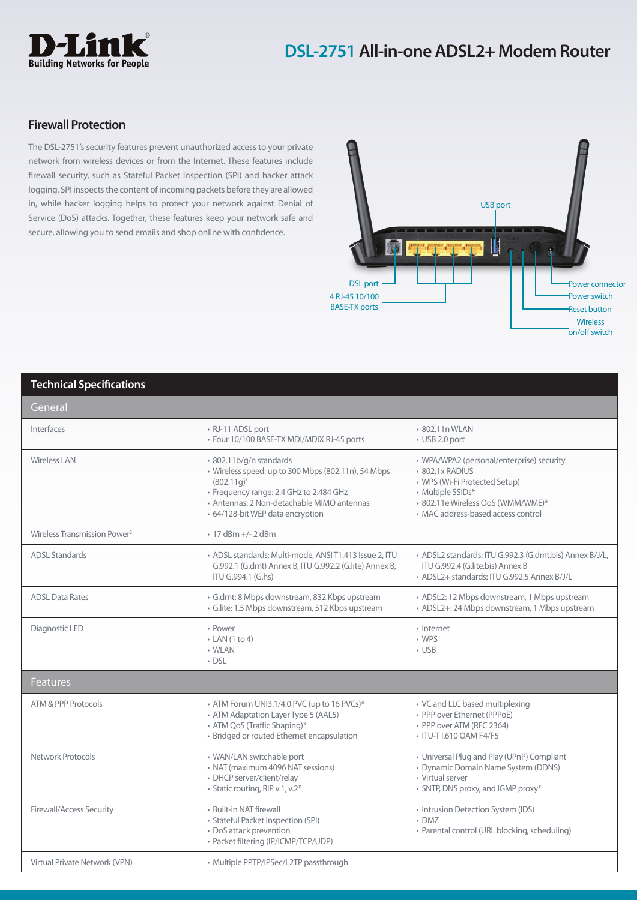# DSL-2751 All-in-one ADSL2+ Modem Router

## Firewall Protection

The DSL-2751's security features prevent unauthorized access to your private network from wireless devices or from the Internet. These features include firewall security, such as Stateful Packet Inspection (SPI) and hacker attack logging. SPI inspects the content of incoming packets before they are allowed in, while hacker logging helps to protect your network against Denial of Service (DoS) attacks. Together, these features keep your network safe and secure, allowing you to send emails and shop online with confidence.

USB port

DSL port

4 RJ-45 10/100 BASE-TX ports

Power connector

Power switch

Reset button

Wireless on/off switch

## Technical Specifications

### General

| | | |
|---|---|---|
| Interfaces | • RJ-11 ADSL port<br>• Four 10/100 BASE-TX MDI/MDIX RJ-45 ports | • 802.11n WLAN<br>• USB 2.0 port |
| Wireless LAN | • 802.11b/g/n standards<br>• Wireless speed: up to 300 Mbps (802.11n), 54 Mbps (802.11g)[1]<br>• Frequency range: 2.4 GHz to 2.484 GHz<br>• Antennas: 2 Non-detachable MIMO antennas<br>• 64/128-bit WEP data encryption | • WPA/WPA2 (personal/enterprise) security<br>• 802.1x RADIUS<br>• WPS (Wi-Fi Protected Setup)<br>• Multiple SSIDs*<br>• 802.11e Wireless QoS (WMM/WME)*<br>• MAC address-based access control |
| Wireless Transmission Power[2] | • 17 dBm +/- 2 dBm | |
| ADSL Standards | • ADSL standards: Multi-mode, ANSI T1.413 Issue 2, ITU G.992.1 (G.dmt) Annex B, ITU G.992.2 (G.lite) Annex B, ITU G.994.1 (G.hs) | • ADSL2 standards: ITU G.992.3 (G.dmt.bis) Annex B/J/L, ITU G.992.4 (G.lite.bis) Annex B<br>• ADSL2+ standards: ITU G.992.5 Annex B/J/L |
| ADSL Data Rates | • G.dmt: 8 Mbps downstream, 832 Kbps upstream<br>• G.lite: 1.5 Mbps downstream, 512 Kbps upstream | • ADSL2: 12 Mbps downstream, 1 Mbps upstream<br>• ADSL2+: 24 Mbps downstream, 1 Mbps upstream |
| Diagnostic LED | • Power<br>• LAN (1 to 4)<br>• WLAN<br>• DSL | • Internet<br>• WPS<br>• USB |

### Features

| | | |
|---|---|---|
| ATM & PPP Protocols | • ATM Forum UNI3.1/4.0 PVC (up to 16 PVCs)*<br>• ATM Adaptation Layer Type 5 (AAL5)<br>• ATM QoS (Traffic Shaping)*<br>• Bridged or routed Ethernet encapsulation | • VC and LLC based multiplexing<br>• PPP over Ethernet (PPPoE)<br>• PPP over ATM (RFC 2364)<br>• ITU-T I.610 OAM F4/F5 |
| Network Protocols | • WAN/LAN switchable port<br>• NAT (maximum 4096 NAT sessions)<br>• DHCP server/client/relay<br>• Static routing, RIP v.1, v.2* | • Universal Plug and Play (UPnP) Compliant<br>• Dynamic Domain Name System (DDNS)<br>• Virtual server<br>• SNTP, DNS proxy, and IGMP proxy* |
| Firewall/Access Security | • Built-in NAT firewall<br>• Stateful Packet Inspection (SPI)<br>• DoS attack prevention<br>• Packet filtering (IP/ICMP/TCP/UDP) | • Intrusion Detection System (IDS)<br>• DMZ<br>• Parental control (URL blocking, scheduling) |
| Virtual Private Network (VPN) | • Multiple PPTP/IPSec/L2TP passthrough | |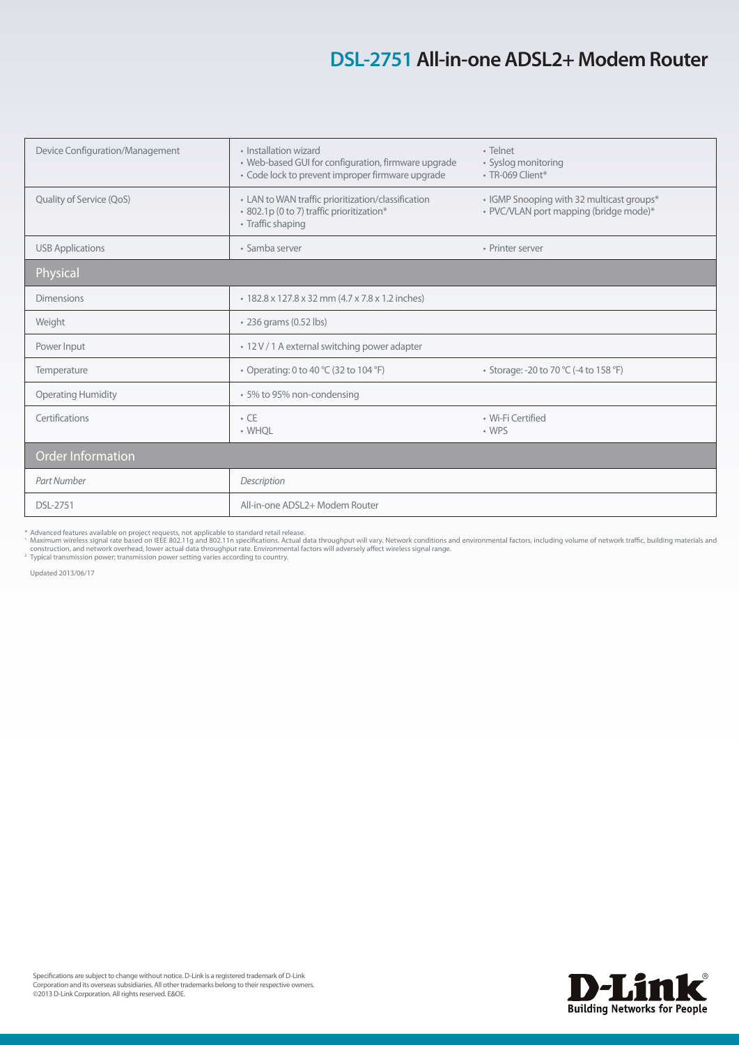# DSL-2751 All-in-one ADSL2+ Modem Router

| | | |
|---|---|---|
| Device Configuration/Management | • Installation wizard<br>• Web-based GUI for configuration, firmware upgrade<br>• Code lock to prevent improper firmware upgrade | • Telnet<br>• Syslog monitoring<br>• TR-069 Client* |
| Quality of Service (QoS) | • LAN to WAN traffic prioritization/classification<br>• 802.1p (0 to 7) traffic prioritization*<br>• Traffic shaping | • IGMP Snooping with 32 multicast groups*<br>• PVC/VLAN port mapping (bridge mode)* |
| USB Applications | • Samba server | • Printer server |
| **Physical** | | |
| Dimensions | • 182.8 x 127.8 x 32 mm (4.7 x 7.8 x 1.2 inches) | |
| Weight | • 236 grams (0.52 lbs) | |
| Power Input | • 12 V / 1 A external switching power adapter | |
| Temperature | • Operating: 0 to 40 °C (32 to 104 °F) | • Storage: -20 to 70 °C (-4 to 158 °F) |
| Operating Humidity | • 5% to 95% non-condensing | |
| Certifications | • CE<br>• WHQL | • Wi-Fi Certified<br>• WPS |
| **Order Information** | | |
| *Part Number* | *Description* | |
| DSL-2751 | All-in-one ADSL2+ Modem Router | |

\* Advanced features available on project requests, not applicable to standard retail release.
[1] Maximum wireless signal rate based on IEEE 802.11g and 802.11n specifications. Actual data throughput will vary. Network conditions and environmental factors, including volume of network traffic, building materials and construction, and network overhead, lower actual data throughput rate. Environmental factors will adversely affect wireless signal range.
[2] Typical transmission power; transmission power setting varies according to country.

Updated 2013/06/17

Specifications are subject to change without notice. D-Link is a registered trademark of D-Link Corporation and its overseas subsidiaries. All other trademarks belong to their respective owners. ©2013 D-Link Corporation. All rights reserved. E&OE.

D-Link® Building Networks for People